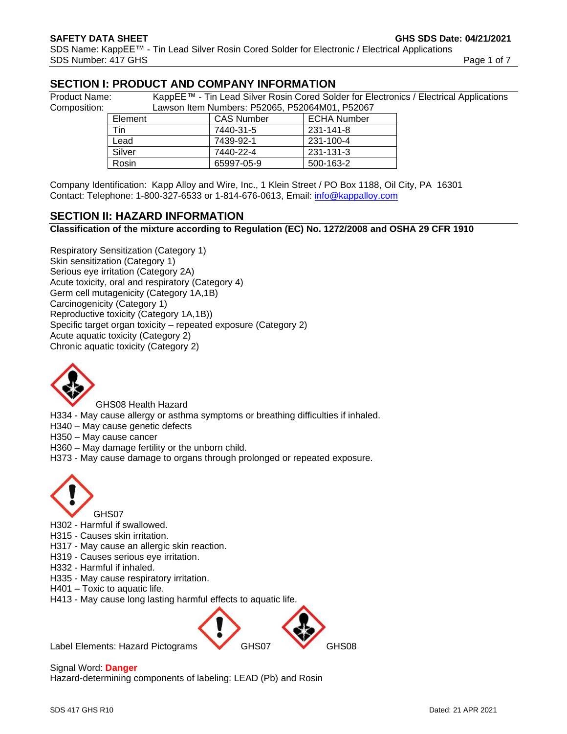## SECTION I: PRODUCT AND COMPANY INFORMATION

Product Name: KappEE™ - Tin Lead Silver Rosin Cored Solder for Electronics / Electrical Applications

Composition: Lawson Item Numbers: P52065, P52064M01, P52067

| Element | CAS Number | ECHA Number |
|---|---|---|
| Tin | 7440-31-5 | 231-141-8 |
| Lead | 7439-92-1 | 231-100-4 |
| Silver | 7440-22-4 | 231-131-3 |
| Rosin | 65997-05-9 | 500-163-2 |

Company Identification: Kapp Alloy and Wire, Inc., 1 Klein Street / PO Box 1188, Oil City, PA 16301
Contact: Telephone: 1-800-327-6533 or 1-814-676-0613, Email: info@kappalloy.com

## SECTION II: HAZARD INFORMATION

**Classification of the mixture according to Regulation (EC) No. 1272/2008 and OSHA 29 CFR 1910**

Respiratory Sensitization (Category 1)
Skin sensitization (Category 1)
Serious eye irritation (Category 2A)
Acute toxicity, oral and respiratory (Category 4)
Germ cell mutagenicity (Category 1A,1B)
Carcinogenicity (Category 1)
Reproductive toxicity (Category 1A,1B))
Specific target organ toxicity – repeated exposure (Category 2)
Acute aquatic toxicity (Category 2)
Chronic aquatic toxicity (Category 2)

GHS08 Health Hazard

H334 - May cause allergy or asthma symptoms or breathing difficulties if inhaled.
H340 – May cause genetic defects
H350 – May cause cancer
H360 – May damage fertility or the unborn child.
H373 - May cause damage to organs through prolonged or repeated exposure.

GHS07

H302 - Harmful if swallowed.
H315 - Causes skin irritation.
H317 - May cause an allergic skin reaction.
H319 - Causes serious eye irritation.
H332 - Harmful if inhaled.
H335 - May cause respiratory irritation.
H401 – Toxic to aquatic life.
H413 - May cause long lasting harmful effects to aquatic life.

Label Elements: Hazard Pictograms GHS07 GHS08

Signal Word: **Danger**

Hazard-determining components of labeling: LEAD (Pb) and Rosin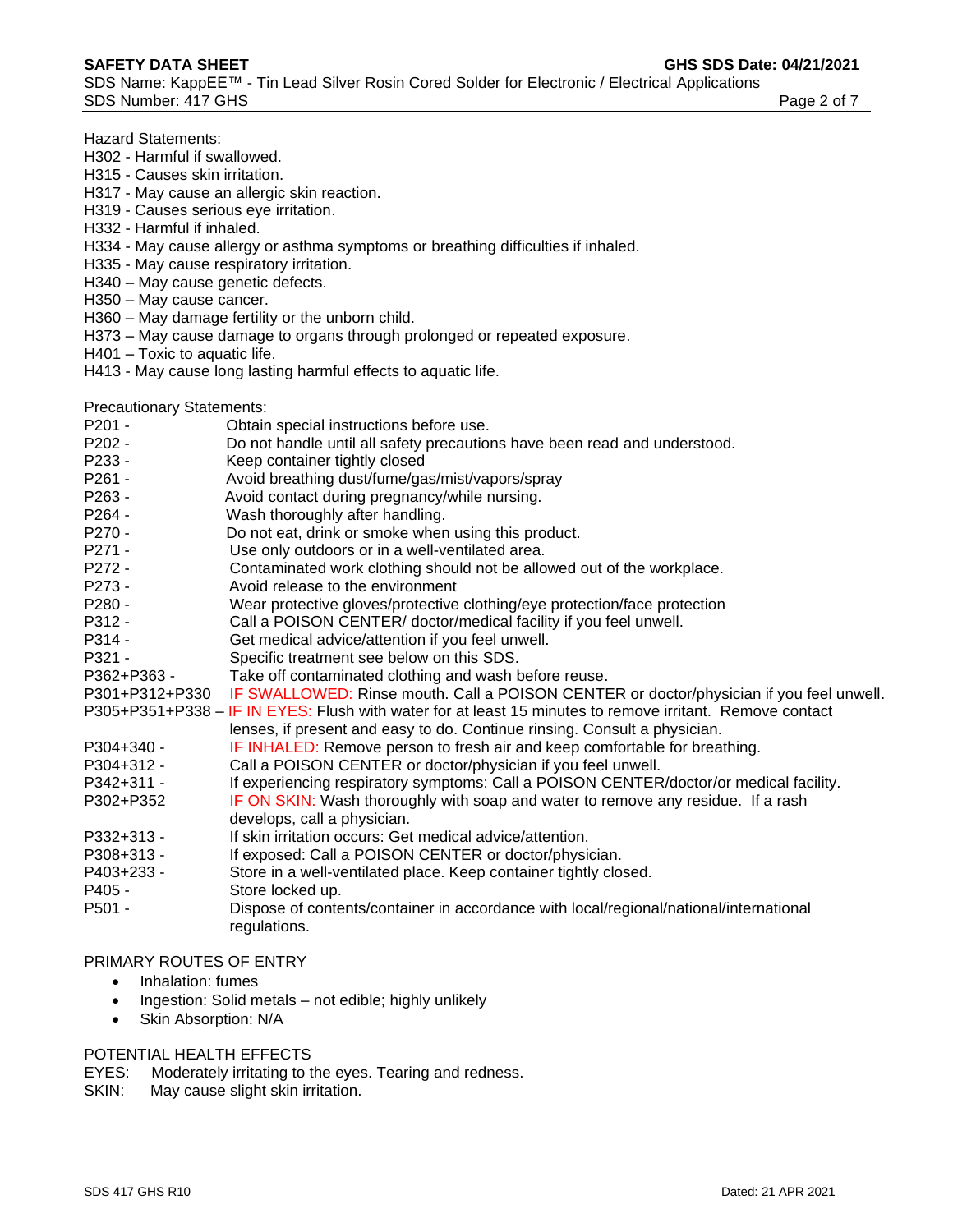Hazard Statements:

H302 - Harmful if swallowed.
H315 - Causes skin irritation.
H317 - May cause an allergic skin reaction.
H319 - Causes serious eye irritation.
H332 - Harmful if inhaled.
H334 - May cause allergy or asthma symptoms or breathing difficulties if inhaled.
H335 - May cause respiratory irritation.
H340 – May cause genetic defects.
H350 – May cause cancer.
H360 – May damage fertility or the unborn child.
H373 – May cause damage to organs through prolonged or repeated exposure.
H401 – Toxic to aquatic life.
H413 - May cause long lasting harmful effects to aquatic life.

Precautionary Statements:

| | |
|---|---|
| P201 - | Obtain special instructions before use. |
| P202 - | Do not handle until all safety precautions have been read and understood. |
| P233 - | Keep container tightly closed |
| P261 - | Avoid breathing dust/fume/gas/mist/vapors/spray |
| P263 - | Avoid contact during pregnancy/while nursing. |
| P264 - | Wash thoroughly after handling. |
| P270 - | Do not eat, drink or smoke when using this product. |
| P271 - | Use only outdoors or in a well-ventilated area. |
| P272 - | Contaminated work clothing should not be allowed out of the workplace. |
| P273 - | Avoid release to the environment |
| P280 - | Wear protective gloves/protective clothing/eye protection/face protection |
| P312 - | Call a POISON CENTER/ doctor/medical facility if you feel unwell. |
| P314 - | Get medical advice/attention if you feel unwell. |
| P321 - | Specific treatment see below on this SDS. |
| P362+P363 - | Take off contaminated clothing and wash before reuse. |
| P301+P312+P330 | IF SWALLOWED: Rinse mouth. Call a POISON CENTER or doctor/physician if you feel unwell. |
| P305+P351+P338 – | IF IN EYES: Flush with water for at least 15 minutes to remove irritant. Remove contact lenses, if present and easy to do. Continue rinsing. Consult a physician. |
| P304+340 - | IF INHALED: Remove person to fresh air and keep comfortable for breathing. |
| P304+312 - | Call a POISON CENTER or doctor/physician if you feel unwell. |
| P342+311 - | If experiencing respiratory symptoms: Call a POISON CENTER/doctor/or medical facility. |
| P302+P352 | IF ON SKIN: Wash thoroughly with soap and water to remove any residue. If a rash develops, call a physician. |
| P332+313 - | If skin irritation occurs: Get medical advice/attention. |
| P308+313 - | If exposed: Call a POISON CENTER or doctor/physician. |
| P403+233 - | Store in a well-ventilated place. Keep container tightly closed. |
| P405 - | Store locked up. |
| P501 - | Dispose of contents/container in accordance with local/regional/national/international regulations. |

PRIMARY ROUTES OF ENTRY

- Inhalation: fumes
- Ingestion: Solid metals – not edible; highly unlikely
- Skin Absorption: N/A

POTENTIAL HEALTH EFFECTS

EYES: Moderately irritating to the eyes. Tearing and redness.
SKIN: May cause slight skin irritation.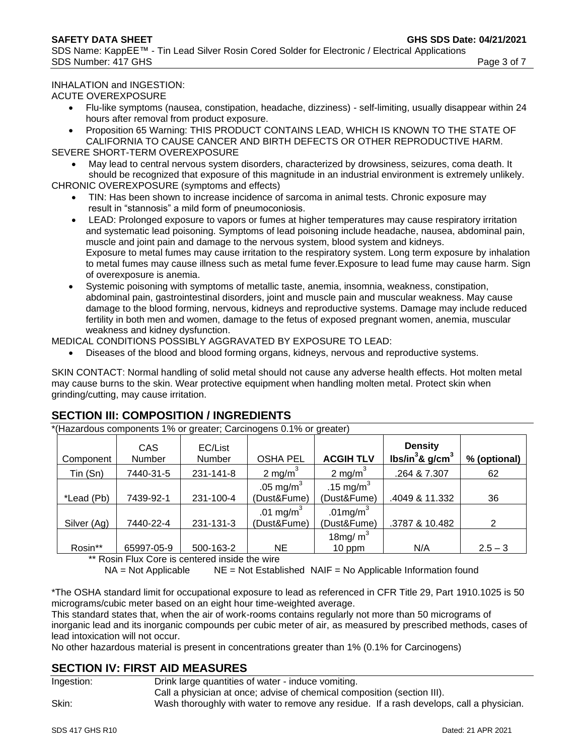INHALATION and INGESTION:

ACUTE OVEREXPOSURE

- Flu-like symptoms (nausea, constipation, headache, dizziness) - self-limiting, usually disappear within 24 hours after removal from product exposure.
- Proposition 65 Warning: THIS PRODUCT CONTAINS LEAD, WHICH IS KNOWN TO THE STATE OF CALIFORNIA TO CAUSE CANCER AND BIRTH DEFECTS OR OTHER REPRODUCTIVE HARM.

SEVERE SHORT-TERM OVEREXPOSURE

- May lead to central nervous system disorders, characterized by drowsiness, seizures, coma death. It should be recognized that exposure of this magnitude in an industrial environment is extremely unlikely.

CHRONIC OVEREXPOSURE (symptoms and effects)

- TIN: Has been shown to increase incidence of sarcoma in animal tests. Chronic exposure may result in "stannosis" a mild form of pneumoconiosis.
- LEAD: Prolonged exposure to vapors or fumes at higher temperatures may cause respiratory irritation and systematic lead poisoning. Symptoms of lead poisoning include headache, nausea, abdominal pain, muscle and joint pain and damage to the nervous system, blood system and kidneys.
  Exposure to metal fumes may cause irritation to the respiratory system. Long term exposure by inhalation to metal fumes may cause illness such as metal fume fever.Exposure to lead fume may cause harm. Sign of overexposure is anemia.
- Systemic poisoning with symptoms of metallic taste, anemia, insomnia, weakness, constipation, abdominal pain, gastrointestinal disorders, joint and muscle pain and muscular weakness. May cause damage to the blood forming, nervous, kidneys and reproductive systems. Damage may include reduced fertility in both men and women, damage to the fetus of exposed pregnant women, anemia, muscular weakness and kidney dysfunction.

MEDICAL CONDITIONS POSSIBLY AGGRAVATED BY EXPOSURE TO LEAD:

- Diseases of the blood and blood forming organs, kidneys, nervous and reproductive systems.

SKIN CONTACT: Normal handling of solid metal should not cause any adverse health effects. Hot molten metal may cause burns to the skin. Wear protective equipment when handling molten metal. Protect skin when grinding/cutting, may cause irritation.

## SECTION III: COMPOSITION / INGREDIENTS

*(Hazardous components 1% or greater; Carcinogens 0.1% or greater)

| Component | CAS Number | EC/List Number | OSHA PEL | **ACGIH TLV** | **Density $lbs/in^3$& $g/cm^3$** | **% (optional)** |
|---|---|---|---|---|---|---|
| Tin (Sn) | 7440-31-5 | 231-141-8 | 2 $mg/m^3$ | 2 $mg/m^3$ | .264 & 7.307 | 62 |
| *Lead (Pb) | 7439-92-1 | 231-100-4 | .05 $mg/m^3$ (Dust&Fume) | .15 $mg/m^3$ (Dust&Fume) | .4049 & 11.332 | 36 |
| Silver (Ag) | 7440-22-4 | 231-131-3 | .01 $mg/m^3$ (Dust&Fume) | .01$mg/m^3$ (Dust&Fume) | .3787 & 10.482 | 2 |
| Rosin** | 65997-05-9 | 500-163-2 | NE | 18mg/ $m^3$ 10 ppm | N/A | 2.5 – 3 |

** Rosin Flux Core is centered inside the wire

NA = Not Applicable NE = Not Established NAIF = No Applicable Information found

*The OSHA standard limit for occupational exposure to lead as referenced in CFR Title 29, Part 1910.1025 is 50 micrograms/cubic meter based on an eight hour time-weighted average.

This standard states that, when the air of work-rooms contains regularly not more than 50 micrograms of inorganic lead and its inorganic compounds per cubic meter of air, as measured by prescribed methods, cases of lead intoxication will not occur.

No other hazardous material is present in concentrations greater than 1% (0.1% for Carcinogens)

## SECTION IV: FIRST AID MEASURES

Ingestion: Drink large quantities of water - induce vomiting.
Call a physician at once; advise of chemical composition (section III).

Skin: Wash thoroughly with water to remove any residue. If a rash develops, call a physician.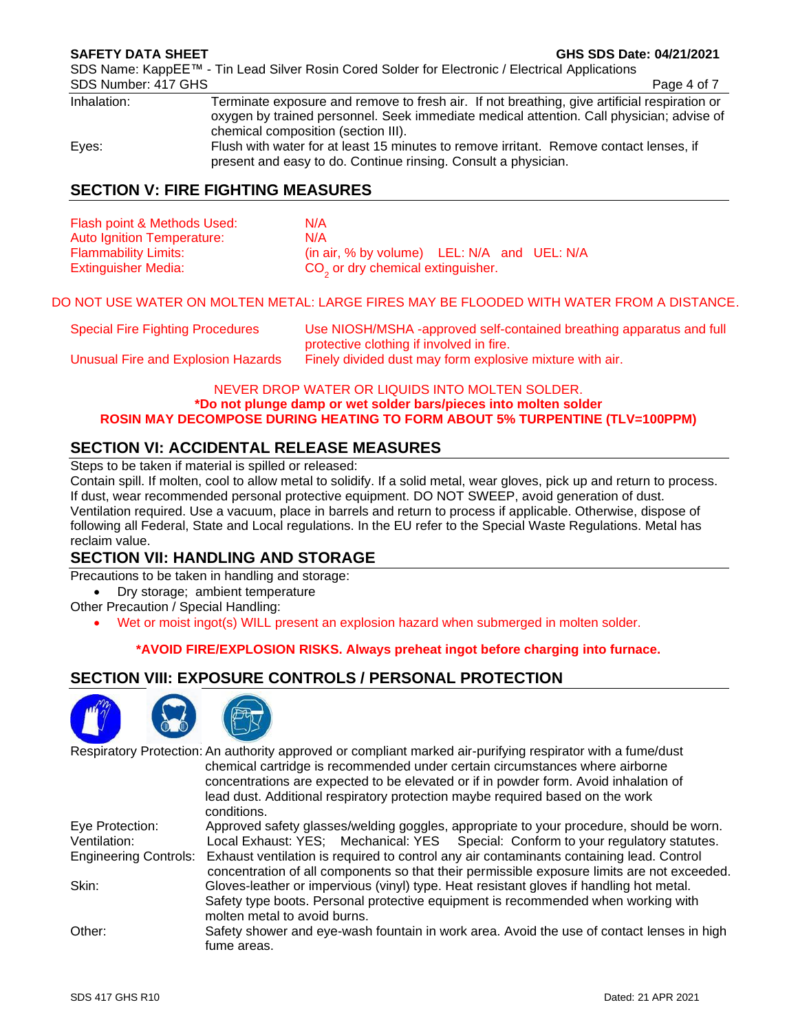| | |
|---|---|
| Inhalation: | Terminate exposure and remove to fresh air. If not breathing, give artificial respiration or oxygen by trained personnel. Seek immediate medical attention. Call physician; advise of chemical composition (section III). |
| Eyes: | Flush with water for at least 15 minutes to remove irritant. Remove contact lenses, if present and easy to do. Continue rinsing. Consult a physician. |

## SECTION V: FIRE FIGHTING MEASURES

| | |
|---|---|
| Flash point & Methods Used: | N/A |
| Auto Ignition Temperature: | N/A |
| Flammability Limits: | (in air, % by volume) LEL: N/A and UEL: N/A |
| Extinguisher Media: | $CO_2$ or dry chemical extinguisher. |

DO NOT USE WATER ON MOLTEN METAL: LARGE FIRES MAY BE FLOODED WITH WATER FROM A DISTANCE.

| | |
|---|---|
| Special Fire Fighting Procedures | Use NIOSH/MSHA -approved self-contained breathing apparatus and full protective clothing if involved in fire. |
| Unusual Fire and Explosion Hazards | Finely divided dust may form explosive mixture with air. |

NEVER DROP WATER OR LIQUIDS INTO MOLTEN SOLDER.
**\*Do not plunge damp or wet solder bars/pieces into molten solder**
**ROSIN MAY DECOMPOSE DURING HEATING TO FORM ABOUT 5% TURPENTINE (TLV=100PPM)**

## SECTION VI: ACCIDENTAL RELEASE MEASURES

Steps to be taken if material is spilled or released:
Contain spill. If molten, cool to allow metal to solidify. If a solid metal, wear gloves, pick up and return to process. If dust, wear recommended personal protective equipment. DO NOT SWEEP, avoid generation of dust. Ventilation required. Use a vacuum, place in barrels and return to process if applicable. Otherwise, dispose of following all Federal, State and Local regulations. In the EU refer to the Special Waste Regulations. Metal has reclaim value.

## SECTION VII: HANDLING AND STORAGE

Precautions to be taken in handling and storage:

- Dry storage; ambient temperature

Other Precaution / Special Handling:

- Wet or moist ingot(s) WILL present an explosion hazard when submerged in molten solder.

**\*AVOID FIRE/EXPLOSION RISKS. Always preheat ingot before charging into furnace.**

## SECTION VIII: EXPOSURE CONTROLS / PERSONAL PROTECTION

| | |
|---|---|
| Respiratory Protection: | An authority approved or compliant marked air-purifying respirator with a fume/dust chemical cartridge is recommended under certain circumstances where airborne concentrations are expected to be elevated or if in powder form. Avoid inhalation of lead dust. Additional respiratory protection maybe required based on the work conditions. |
| Eye Protection: | Approved safety glasses/welding goggles, appropriate to your procedure, should be worn. |
| Ventilation: | Local Exhaust: YES; Mechanical: YES Special: Conform to your regulatory statutes. |
| Engineering Controls: | Exhaust ventilation is required to control any air contaminants containing lead. Control concentration of all components so that their permissible exposure limits are not exceeded. |
| Skin: | Gloves-leather or impervious (vinyl) type. Heat resistant gloves if handling hot metal. Safety type boots. Personal protective equipment is recommended when working with molten metal to avoid burns. |
| Other: | Safety shower and eye-wash fountain in work area. Avoid the use of contact lenses in high fume areas. |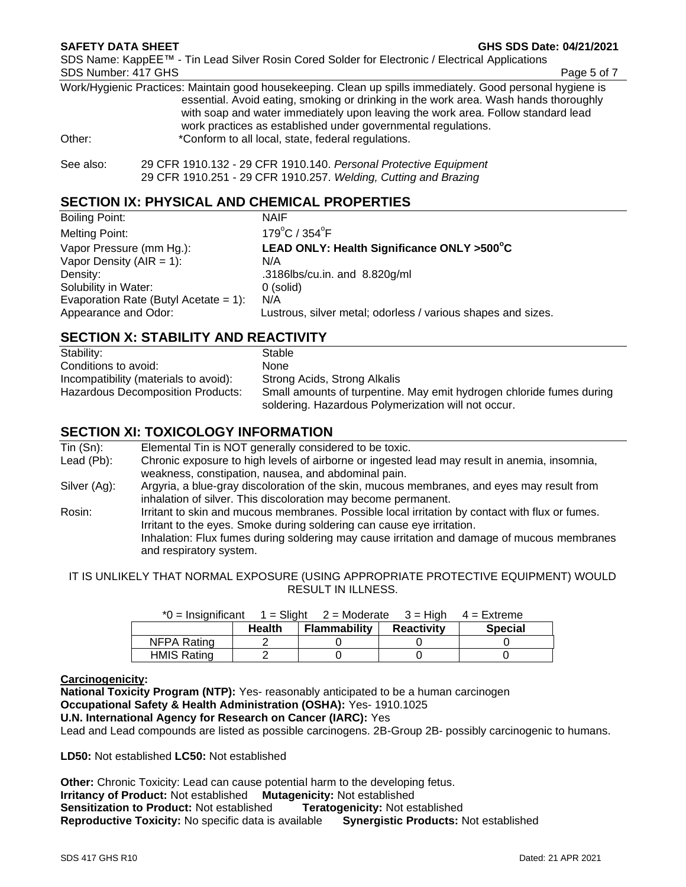Work/Hygienic Practices: Maintain good housekeeping. Clean up spills immediately. Good personal hygiene is essential. Avoid eating, smoking or drinking in the work area. Wash hands thoroughly with soap and water immediately upon leaving the work area. Follow standard lead work practices as established under governmental regulations.

Other: *Conform to all local, state, federal regulations.

See also: 29 CFR 1910.132 - 29 CFR 1910.140. *Personal Protective Equipment*
29 CFR 1910.251 - 29 CFR 1910.257. *Welding, Cutting and Brazing*

## SECTION IX: PHYSICAL AND CHEMICAL PROPERTIES

| | |
|---|---|
| Boiling Point: | NAIF |
| Melting Point: | 179°C / 354°F |
| Vapor Pressure (mm Hg.): | **LEAD ONLY: Health Significance ONLY >500°C** |
| Vapor Density (AIR = 1): | N/A |
| Density: | .3186lbs/cu.in. and 8.820g/ml |
| Solubility in Water: | 0 (solid) |
| Evaporation Rate (Butyl Acetate = 1): | N/A |
| Appearance and Odor: | Lustrous, silver metal; odorless / various shapes and sizes. |

## SECTION X: STABILITY AND REACTIVITY

| | |
|---|---|
| Stability: | Stable |
| Conditions to avoid: | None |
| Incompatibility (materials to avoid): | Strong Acids, Strong Alkalis |
| Hazardous Decomposition Products: | Small amounts of turpentine. May emit hydrogen chloride fumes during soldering. Hazardous Polymerization will not occur. |

## SECTION XI: TOXICOLOGY INFORMATION

| | |
|---|---|
| Tin (Sn): | Elemental Tin is NOT generally considered to be toxic. |
| Lead (Pb): | Chronic exposure to high levels of airborne or ingested lead may result in anemia, insomnia, weakness, constipation, nausea, and abdominal pain. |
| Silver (Ag): | Argyria, a blue-gray discoloration of the skin, mucous membranes, and eyes may result from inhalation of silver. This discoloration may become permanent. |
| Rosin: | Irritant to skin and mucous membranes. Possible local irritation by contact with flux or fumes. Irritant to the eyes. Smoke during soldering can cause eye irritation. Inhalation: Flux fumes during soldering may cause irritation and damage of mucous membranes and respiratory system. |

IT IS UNLIKELY THAT NORMAL EXPOSURE (USING APPROPRIATE PROTECTIVE EQUIPMENT) WOULD RESULT IN ILLNESS.

*0 = Insignificant 1 = Slight 2 = Moderate 3 = High 4 = Extreme

| | Health | Flammability | Reactivity | Special |
|---|---|---|---|---|
| NFPA Rating | 2 | 0 | 0 | 0 |
| HMIS Rating | 2 | 0 | 0 | 0 |

**Carcinogenicity:**

**National Toxicity Program (NTP):** Yes- reasonably anticipated to be a human carcinogen
**Occupational Safety & Health Administration (OSHA):** Yes- 1910.1025
**U.N. International Agency for Research on Cancer (IARC):** Yes
Lead and Lead compounds are listed as possible carcinogens. 2B-Group 2B- possibly carcinogenic to humans.

**LD50:** Not established **LC50:** Not established

**Other:** Chronic Toxicity: Lead can cause potential harm to the developing fetus.
**Irritancy of Product:** Not established **Mutagenicity:** Not established
**Sensitization to Product:** Not established **Teratogenicity:** Not established
**Reproductive Toxicity:** No specific data is available **Synergistic Products:** Not established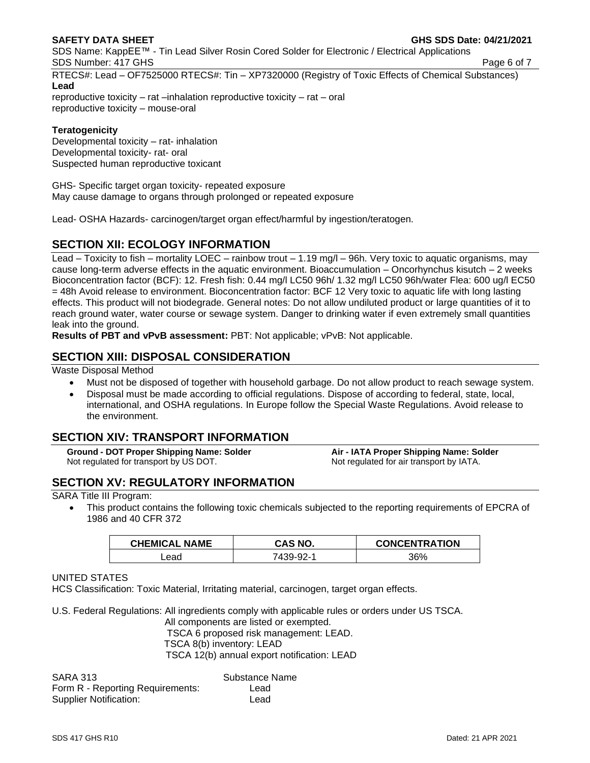RTECS#: Lead – OF7525000 RTECS#: Tin – XP7320000 (Registry of Toxic Effects of Chemical Substances)

**Lead**

reproductive toxicity – rat –inhalation reproductive toxicity – rat – oral
reproductive toxicity – mouse-oral

**Teratogenicity**

Developmental toxicity – rat- inhalation
Developmental toxicity- rat- oral
Suspected human reproductive toxicant

GHS- Specific target organ toxicity- repeated exposure
May cause damage to organs through prolonged or repeated exposure

Lead- OSHA Hazards- carcinogen/target organ effect/harmful by ingestion/teratogen.

## SECTION XII: ECOLOGY INFORMATION

Lead – Toxicity to fish – mortality LOEC – rainbow trout – 1.19 mg/l – 96h. Very toxic to aquatic organisms, may cause long-term adverse effects in the aquatic environment. Bioaccumulation – Oncorhynchus kisutch – 2 weeks Bioconcentration factor (BCF): 12. Fresh fish: 0.44 mg/l LC50 96h/ 1.32 mg/l LC50 96h/water Flea: 600 ug/l EC50 = 48h Avoid release to environment. Bioconcentration factor: BCF 12 Very toxic to aquatic life with long lasting effects. This product will not biodegrade. General notes: Do not allow undiluted product or large quantities of it to reach ground water, water course or sewage system. Danger to drinking water if even extremely small quantities leak into the ground.

**Results of PBT and vPvB assessment:** PBT: Not applicable; vPvB: Not applicable.

## SECTION XIII: DISPOSAL CONSIDERATION

Waste Disposal Method

- Must not be disposed of together with household garbage. Do not allow product to reach sewage system.
- Disposal must be made according to official regulations. Dispose of according to federal, state, local, international, and OSHA regulations. In Europe follow the Special Waste Regulations. Avoid release to the environment.

## SECTION XIV: TRANSPORT INFORMATION

**Ground - DOT Proper Shipping Name: Solder**
Not regulated for transport by US DOT.

**Air - IATA Proper Shipping Name: Solder**
Not regulated for air transport by IATA.

## SECTION XV: REGULATORY INFORMATION

SARA Title III Program:

- This product contains the following toxic chemicals subjected to the reporting requirements of EPCRA of 1986 and 40 CFR 372

| CHEMICAL NAME | CAS NO. | CONCENTRATION |
|---|---|---|
| Lead | 7439-92-1 | 36% |

UNITED STATES

HCS Classification: Toxic Material, Irritating material, carcinogen, target organ effects.

U.S. Federal Regulations: All ingredients comply with applicable rules or orders under US TSCA.
All components are listed or exempted.
TSCA 6 proposed risk management: LEAD.
TSCA 8(b) inventory: LEAD
TSCA 12(b) annual export notification: LEAD

| SARA 313 | Substance Name |
|---|---|
| Form R - Reporting Requirements: | Lead |
| Supplier Notification: | Lead |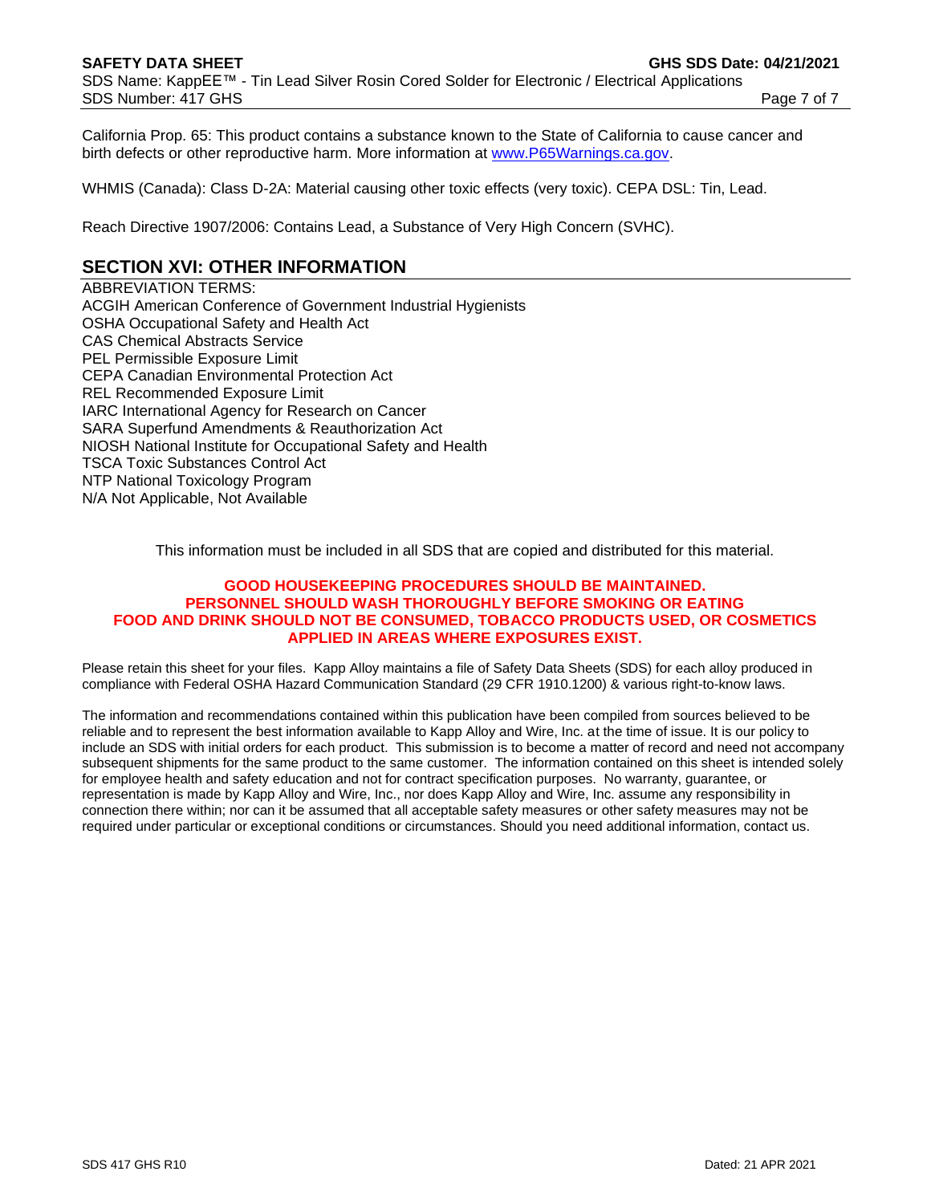California Prop. 65: This product contains a substance known to the State of California to cause cancer and birth defects or other reproductive harm. More information at www.P65Warnings.ca.gov.

WHMIS (Canada): Class D-2A: Material causing other toxic effects (very toxic). CEPA DSL: Tin, Lead.

Reach Directive 1907/2006: Contains Lead, a Substance of Very High Concern (SVHC).

## SECTION XVI: OTHER INFORMATION

ABBREVIATION TERMS:
ACGIH American Conference of Government Industrial Hygienists
OSHA Occupational Safety and Health Act
CAS Chemical Abstracts Service
PEL Permissible Exposure Limit
CEPA Canadian Environmental Protection Act
REL Recommended Exposure Limit
IARC International Agency for Research on Cancer
SARA Superfund Amendments & Reauthorization Act
NIOSH National Institute for Occupational Safety and Health
TSCA Toxic Substances Control Act
NTP National Toxicology Program
N/A Not Applicable, Not Available

This information must be included in all SDS that are copied and distributed for this material.

**GOOD HOUSEKEEPING PROCEDURES SHOULD BE MAINTAINED.
PERSONNEL SHOULD WASH THOROUGHLY BEFORE SMOKING OR EATING
FOOD AND DRINK SHOULD NOT BE CONSUMED, TOBACCO PRODUCTS USED, OR COSMETICS APPLIED IN AREAS WHERE EXPOSURES EXIST.**

Please retain this sheet for your files. Kapp Alloy maintains a file of Safety Data Sheets (SDS) for each alloy produced in compliance with Federal OSHA Hazard Communication Standard (29 CFR 1910.1200) & various right-to-know laws.

The information and recommendations contained within this publication have been compiled from sources believed to be reliable and to represent the best information available to Kapp Alloy and Wire, Inc. at the time of issue. It is our policy to include an SDS with initial orders for each product. This submission is to become a matter of record and need not accompany subsequent shipments for the same product to the same customer. The information contained on this sheet is intended solely for employee health and safety education and not for contract specification purposes. No warranty, guarantee, or representation is made by Kapp Alloy and Wire, Inc., nor does Kapp Alloy and Wire, Inc. assume any responsibility in connection there within; nor can it be assumed that all acceptable safety measures or other safety measures may not be required under particular or exceptional conditions or circumstances. Should you need additional information, contact us.